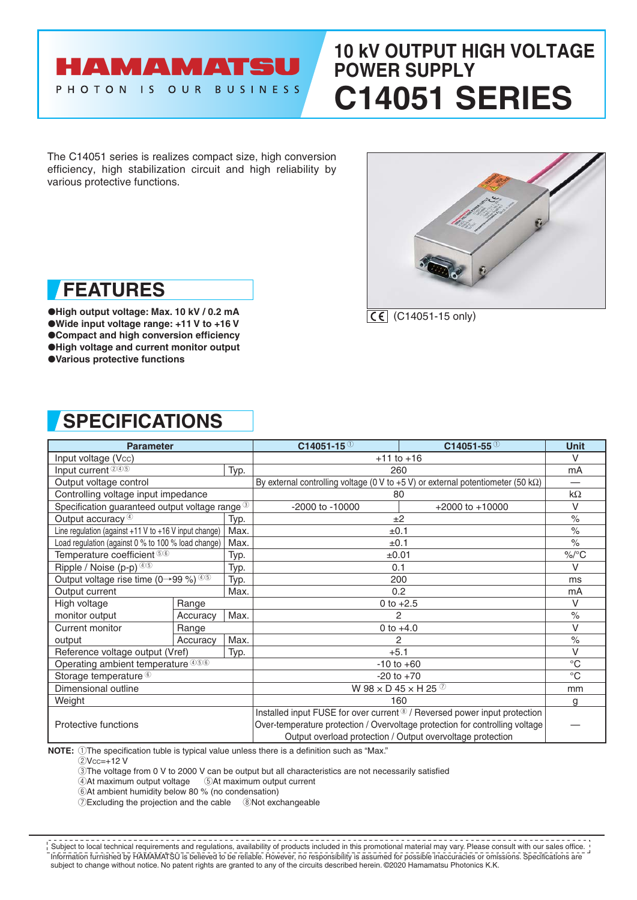HAMAMATSU

PHOTON IS OUR BUSINESS

# 10 kV OUTPUT HIGH VOLTAGE POWER SUPPLY

# C14051 SERIES

The C14051 series is realizes compact size, high conversion efficiency, high stabilization circuit and high reliability by various protective functions.

CE (C14051-15 only)

## FEATURES

- **High output voltage: Max. 10 kV / 0.2 mA**
- **Wide input voltage range: +11 V to +16 V**
- **Compact and high conversion efficiency**
- **High voltage and current monitor output**
- **Various protective functions**

## SPECIFICATIONS

| Parameter | | | C14051-15 ① | C14051-55 ① | Unit |
|---|---|---|---|---|---|
| Input voltage ($V_{CC}$) | | | +11 to +16 | | V |
| Input current ②④⑤ | | Typ. | 260 | | mA |
| Output voltage control | | | By external controlling voltage (0 V to +5 V) or external potentiometer (50 kΩ) | | — |
| Controlling voltage input impedance | | | 80 | | kΩ |
| Specification guaranteed output voltage range ③ | | | -2000 to -10000 | +2000 to +10000 | V |
| Output accuracy ④ | | Typ. | ±2 | | % |
| Line regulation (against +11 V to +16 V input change) | | Max. | ±0.1 | | % |
| Load regulation (against 0 % to 100 % load change) | | Max. | ±0.1 | | % |
| Temperature coefficient ⑤⑥ | | Typ. | ±0.01 | | %/°C |
| Ripple / Noise (p-p) ④⑤ | | Typ. | 0.1 | | V |
| Output voltage rise time (0→99 %) ④⑤ | | Typ. | 200 | | ms |
| Output current | | Max. | 0.2 | | mA |
| High voltage monitor output | Range | | 0 to +2.5 | | V |
| | Accuracy | Max. | 2 | | % |
| Current monitor output | Range | | 0 to +4.0 | | V |
| | Accuracy | Max. | 2 | | % |
| Reference voltage output (Vref) | | Typ. | +5.1 | | V |
| Operating ambient temperature ④⑤⑥ | | | -10 to +60 | | °C |
| Storage temperature ⑥ | | | -20 to +70 | | °C |
| Dimensional outline | | | W 98 × D 45 × H 25 ⑦ | | mm |
| Weight | | | 160 | | g |
| Protective functions | | | Installed input FUSE for over current ⑧ / Reversed power input protection<br>Over-temperature protection / Overvoltage protection for controlling voltage<br>Output overload protection / Output overvoltage protection | | — |

**NOTE:** ①The specification tuble is typical value unless there is a definition such as "Max."
②$V_{CC}$=+12 V
③The voltage from 0 V to 2000 V can be output but all characteristics are not necessarily satisfied
④At maximum output voltage ⑤At maximum output current
⑥At ambient humidity below 80 % (no condensation)
⑦Excluding the projection and the cable ⑧Not exchangeable

Subject to local technical requirements and regulations, availability of products included in this promotional material may vary. Please consult with our sales office.
Information furnished by HAMAMATSU is believed to be reliable. However, no responsibility is assumed for possible inaccuracies or omissions. Specifications are subject to change without notice. No patent rights are granted to any of the circuits described herein. ©2020 Hamamatsu Photonics K.K.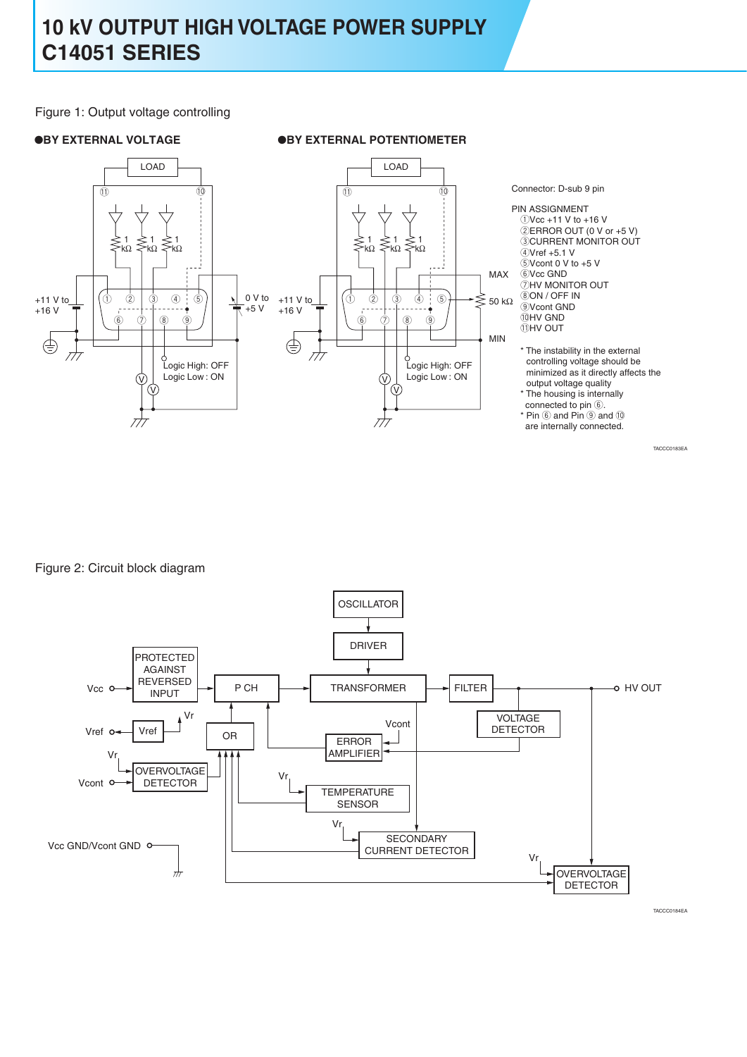# 10 kV OUTPUT HIGH VOLTAGE POWER SUPPLY C14051 SERIES

Figure 1: Output voltage controlling

●BY EXTERNAL VOLTAGE

●BY EXTERNAL POTENTIOMETER

Connector: D-sub 9 pin

PIN ASSIGNMENT

- ①Vcc +11 V to +16 V
- ②ERROR OUT (0 V or +5 V)
- ③CURRENT MONITOR OUT
- ④Vref +5.1 V
- ⑤Vcont 0 V to +5 V
- ⑥Vcc GND
- ⑦HV MONITOR OUT
- ⑧ON / OFF IN
- ⑨Vcont GND
- ⑩HV GND
- ⑪HV OUT

* The instability in the external controlling voltage should be minimized as it directly affects the output voltage quality
* The housing is internally connected to pin ⑥.
* Pin ⑥ and Pin ⑨ and ⑩ are internally connected.

TACCC0183EA

Figure 2: Circuit block diagram

TACCC0184EA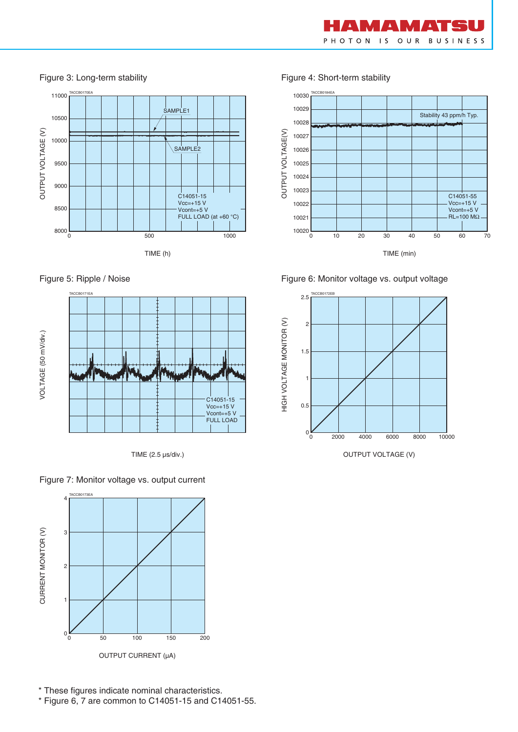### Figure 3: Long-term stability

### Figure 4: Short-term stability

### Figure 5: Ripple / Noise

### Figure 6: Monitor voltage vs. output voltage

### Figure 7: Monitor voltage vs. output current

* These figures indicate nominal characteristics.
* Figure 6, 7 are common to C14051-15 and C14051-55.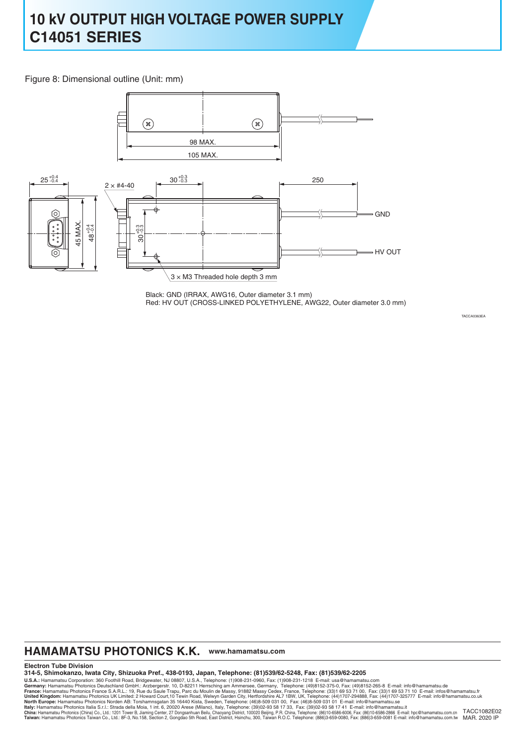# 10 kV OUTPUT HIGH VOLTAGE POWER SUPPLY C14051 SERIES

Figure 8: Dimensional outline (Unit: mm)

98 MAX.

105 MAX.

$25^{+0.4}_{-0.4}$

2 × #4-40

$30^{+0.3}_{-0.3}$

250

GND

45 MAX.

$48^{+0.4}_{-0.4}$

$30^{+0.3}_{-0.3}$

HV OUT

3 × M3 Threaded hole depth 3 mm

Black: GND (IRRAX, AWG16, Outer diameter 3.1 mm)
Red: HV OUT (CROSS-LINKED POLYETHYLENE, AWG22, Outer diameter 3.0 mm)

TACCA0363EA

## HAMAMATSU PHOTONICS K.K. www.hamamatsu.com

**Electron Tube Division**
**314-5, Shimokanzo, Iwata City, Shizuoka Pref., 438-0193, Japan, Telephone: (81)539/62-5248, Fax: (81)539/62-2205**

**U.S.A.:** Hamamatsu Corporation: 360 Foothill Road, Bridgewater, NJ 08807, U.S.A., Telephone: (1)908-231-0960, Fax: (1)908-231-1218 E-mail: usa@hamamatsu.com
**Germany:** Hamamatsu Photonics Deutschland GmbH.: Arzbergerstr. 10, D-82211 Herrsching am Ammersee, Germany, Telephone: (49)8152-375-0, Fax: (49)8152-265-8 E-mail: info@hamamatsu.de
**France:** Hamamatsu Photonics France S.A.R.L.: 19, Rue du Saule Trapu, Parc du Moulin de Massy, 91882 Massy Cedex, France, Telephone: (33)1 69 53 71 00, Fax: (33)1 69 53 71 10 E-mail: infos@hamamatsu.fr
**United Kingdom:** Hamamatsu Photonics UK Limited: 2 Howard Court,10 Tewin Road, Welwyn Garden City, Hertfordshire AL7 1BW, UK, Telephone: (44)1707-294888, Fax: (44)1707-325777 E-mail: info@hamamatsu.co.uk
**North Europe:** Hamamatsu Photonics Norden AB: Torshamnsgatan 35 16440 Kista, Sweden, Telephone: (46)8-509 031 00, Fax: (46)8-509 031 01 E-mail: info@hamamatsu.se
**Italy:** Hamamatsu Photonics Italia S.r.l.: Strada della Moia, 1 int. 6, 20020 Arese (Milano), Italy, Telephone: (39)02-93 58 17 33, Fax: (39)02-93 58 17 41 E-mail: info@hamamatsu.it
**China:** Hamamatsu Photonics (China) Co., Ltd.: 1201 Tower B, Jiaming Center, 27 Dongsanhuan Beilu, Chaoyang District, 100020 Beijing, P.R. China, Telephone: (86)10-6586-6006, Fax: (86)10-6586-2866 E-mail: hpc@hamamatsu.com.cn
**Taiwan:** Hamamatsu Photonics Taiwan Co., Ltd.: 8F-3, No.158, Section 2, Gongdao 5th Road, East District, Hsinchu, 300, Taiwan R.O.C. Telephone: (886)3-659-0080, Fax: (886)3-659-0081 E-mail: info@hamamatsu.com.tw

TACC1082E02
MAR. 2020 IP